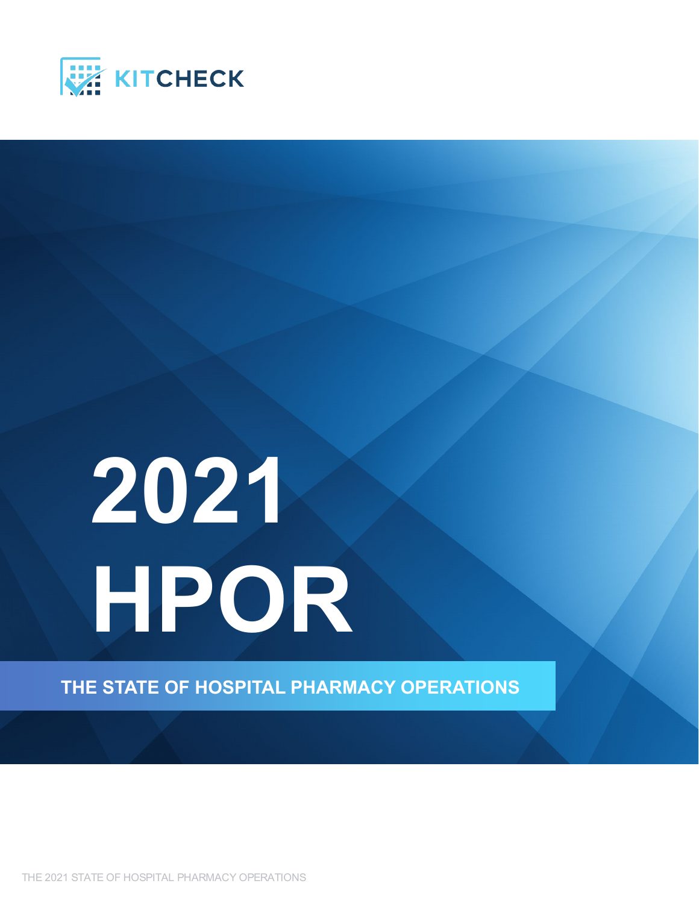KITCHECK

# 2021 HPOR

## THE STATE OF HOSPITAL PHARMACY OPERATIONS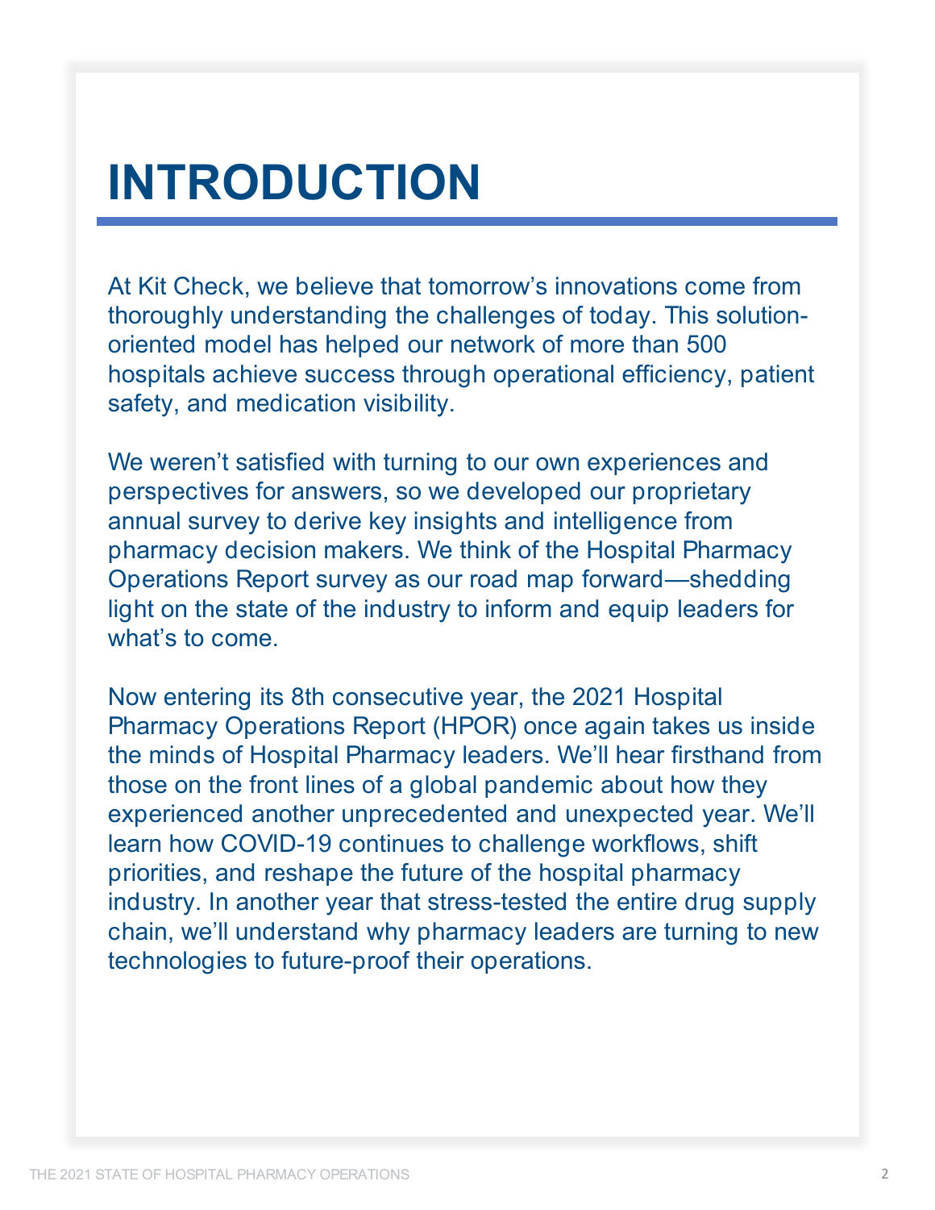# INTRODUCTION

At Kit Check, we believe that tomorrow's innovations come from thoroughly understanding the challenges of today. This solution-oriented model has helped our network of more than 500 hospitals achieve success through operational efficiency, patient safety, and medication visibility.

We weren't satisfied with turning to our own experiences and perspectives for answers, so we developed our proprietary annual survey to derive key insights and intelligence from pharmacy decision makers. We think of the Hospital Pharmacy Operations Report survey as our road map forward—shedding light on the state of the industry to inform and equip leaders for what's to come.

Now entering its 8th consecutive year, the 2021 Hospital Pharmacy Operations Report (HPOR) once again takes us inside the minds of Hospital Pharmacy leaders. We'll hear firsthand from those on the front lines of a global pandemic about how they experienced another unprecedented and unexpected year. We'll learn how COVID-19 continues to challenge workflows, shift priorities, and reshape the future of the hospital pharmacy industry. In another year that stress-tested the entire drug supply chain, we'll understand why pharmacy leaders are turning to new technologies to future-proof their operations.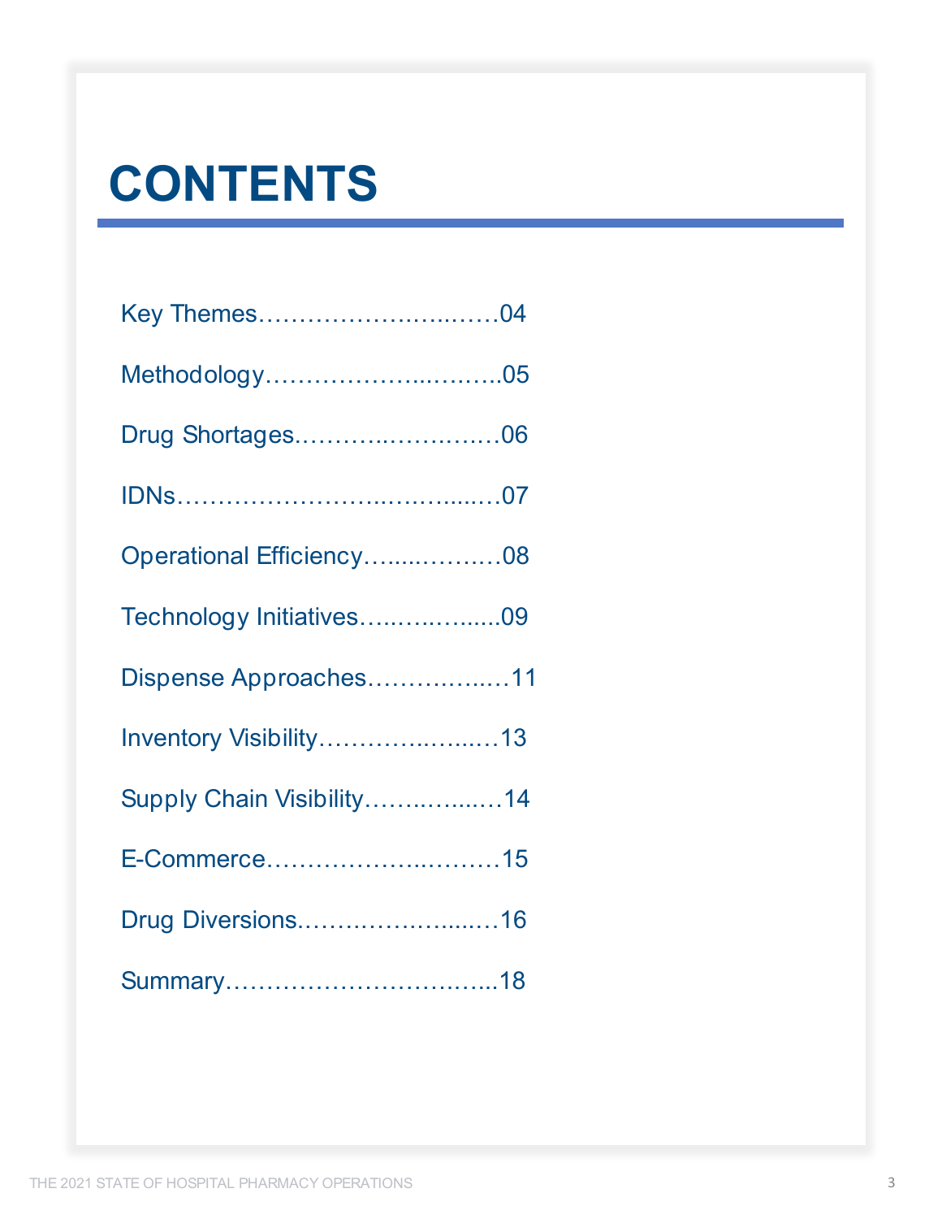# CONTENTS

Key Themes……………………..……04

Methodology……………...……...05

Drug Shortages………..……….…06

IDNs…………………..……....…07

Operational Efficiency…....……….08

Technology Initiatives…..……......09

Dispense Approaches……….…11

Inventory Visibility……….…....…13

Supply Chain Visibility………...…14

E-Commerce………………..………15

Drug Diversions…………….....…16

Summary…………………….…...18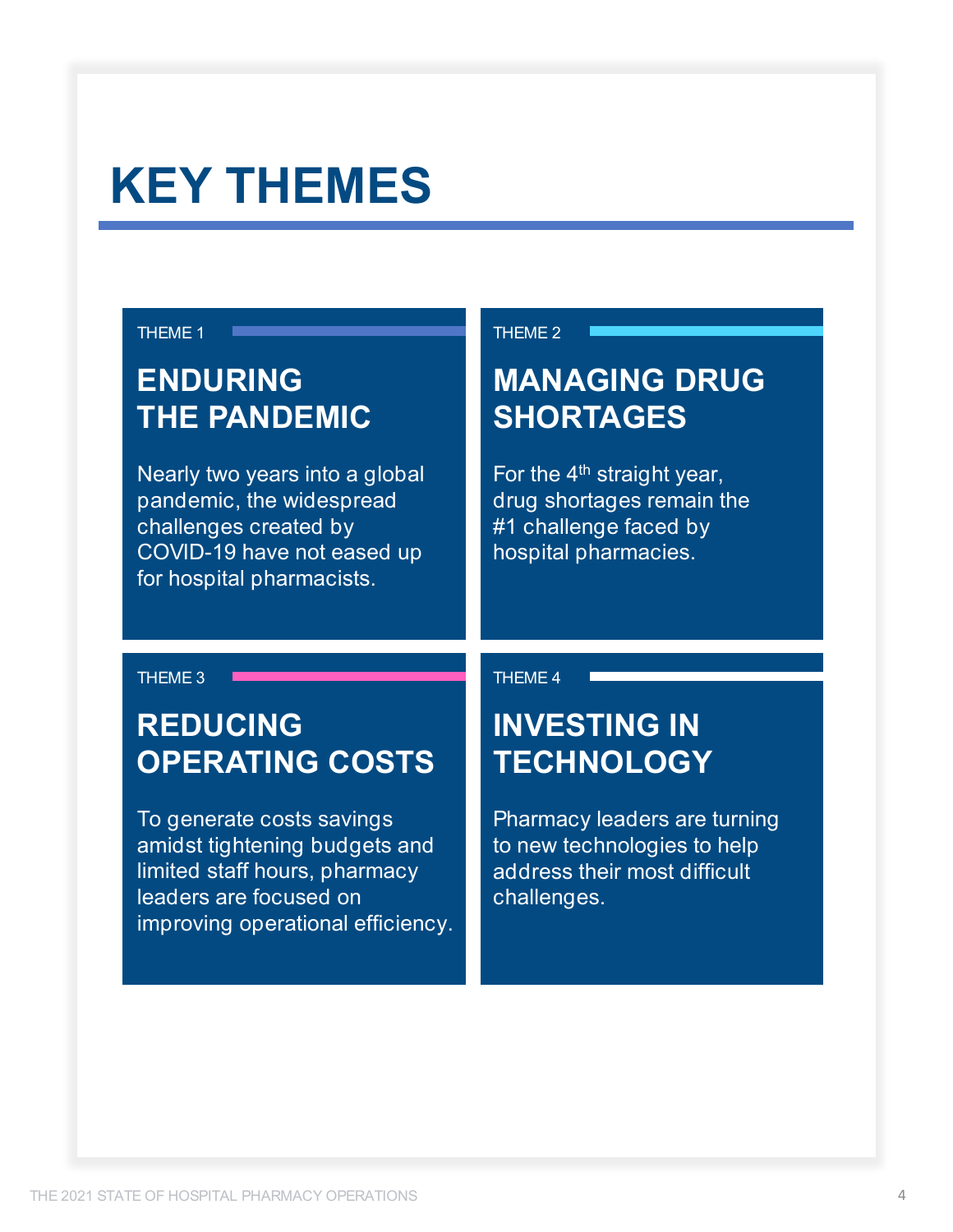# KEY THEMES

THEME 1

## ENDURING THE PANDEMIC

Nearly two years into a global pandemic, the widespread challenges created by COVID-19 have not eased up for hospital pharmacists.

THEME 2

## MANAGING DRUG SHORTAGES

For the 4th straight year, drug shortages remain the #1 challenge faced by hospital pharmacies.

THEME 3

## REDUCING OPERATING COSTS

To generate costs savings amidst tightening budgets and limited staff hours, pharmacy leaders are focused on improving operational efficiency.

THEME 4

## INVESTING IN TECHNOLOGY

Pharmacy leaders are turning to new technologies to help address their most difficult challenges.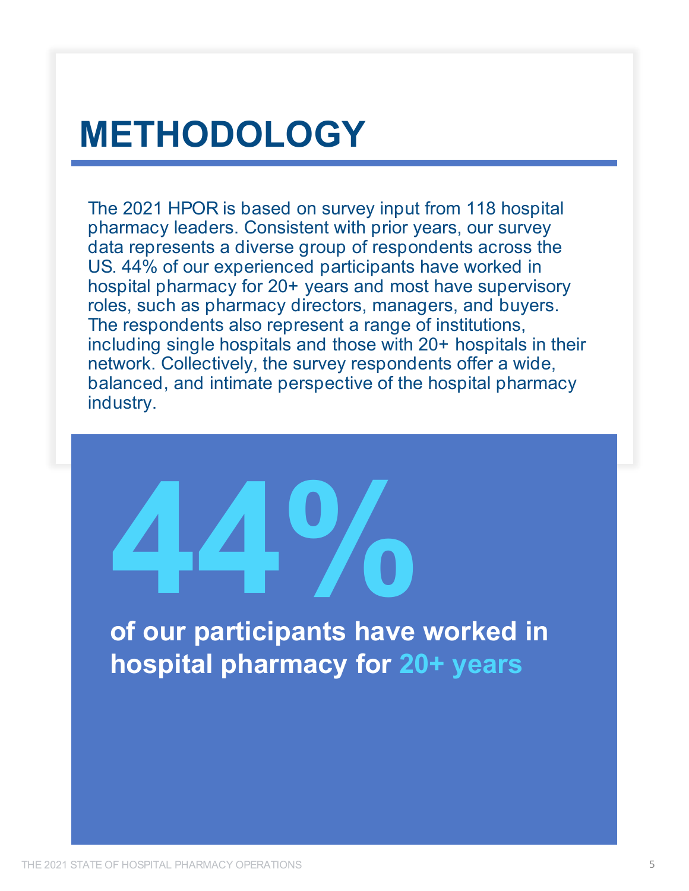# METHODOLOGY

The 2021 HPOR is based on survey input from 118 hospital pharmacy leaders. Consistent with prior years, our survey data represents a diverse group of respondents across the US. 44% of our experienced participants have worked in hospital pharmacy for 20+ years and most have supervisory roles, such as pharmacy directors, managers, and buyers. The respondents also represent a range of institutions, including single hospitals and those with 20+ hospitals in their network. Collectively, the survey respondents offer a wide, balanced, and intimate perspective of the hospital pharmacy industry.

**44%**

**of our participants have worked in hospital pharmacy for 20+ years**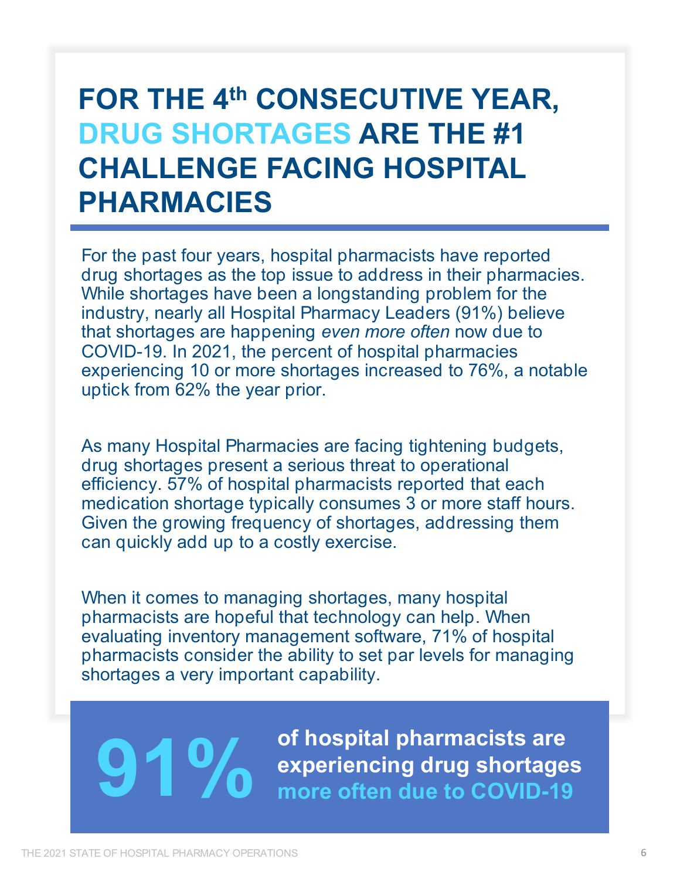# FOR THE 4th CONSECUTIVE YEAR, DRUG SHORTAGES ARE THE #1 CHALLENGE FACING HOSPITAL PHARMACIES

For the past four years, hospital pharmacists have reported drug shortages as the top issue to address in their pharmacies. While shortages have been a longstanding problem for the industry, nearly all Hospital Pharmacy Leaders (91%) believe that shortages are happening *even more often* now due to COVID-19. In 2021, the percent of hospital pharmacies experiencing 10 or more shortages increased to 76%, a notable uptick from 62% the year prior.

As many Hospital Pharmacies are facing tightening budgets, drug shortages present a serious threat to operational efficiency. 57% of hospital pharmacists reported that each medication shortage typically consumes 3 or more staff hours. Given the growing frequency of shortages, addressing them can quickly add up to a costly exercise.

When it comes to managing shortages, many hospital pharmacists are hopeful that technology can help. When evaluating inventory management software, 71% of hospital pharmacists consider the ability to set par levels for managing shortages a very important capability.

**91%** **of hospital pharmacists are experiencing drug shortages more often due to COVID-19**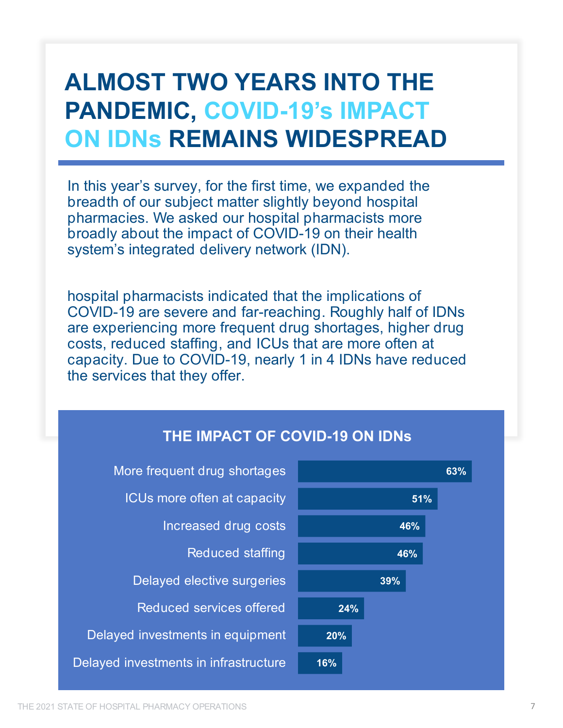# ALMOST TWO YEARS INTO THE PANDEMIC, COVID-19's IMPACT ON IDNs REMAINS WIDESPREAD

In this year's survey, for the first time, we expanded the breadth of our subject matter slightly beyond hospital pharmacies. We asked our hospital pharmacists more broadly about the impact of COVID-19 on their health system's integrated delivery network (IDN).

hospital pharmacists indicated that the implications of COVID-19 are severe and far-reaching. Roughly half of IDNs are experiencing more frequent drug shortages, higher drug costs, reduced staffing, and ICUs that are more often at capacity. Due to COVID-19, nearly 1 in 4 IDNs have reduced the services that they offer.

## THE IMPACT OF COVID-19 ON IDNs

| Impact | Percentage |
| --- | --- |
| More frequent drug shortages | 63% |
| ICUs more often at capacity | 51% |
| Increased drug costs | 46% |
| Reduced staffing | 46% |
| Delayed elective surgeries | 39% |
| Reduced services offered | 24% |
| Delayed investments in equipment | 20% |
| Delayed investments in infrastructure | 16% |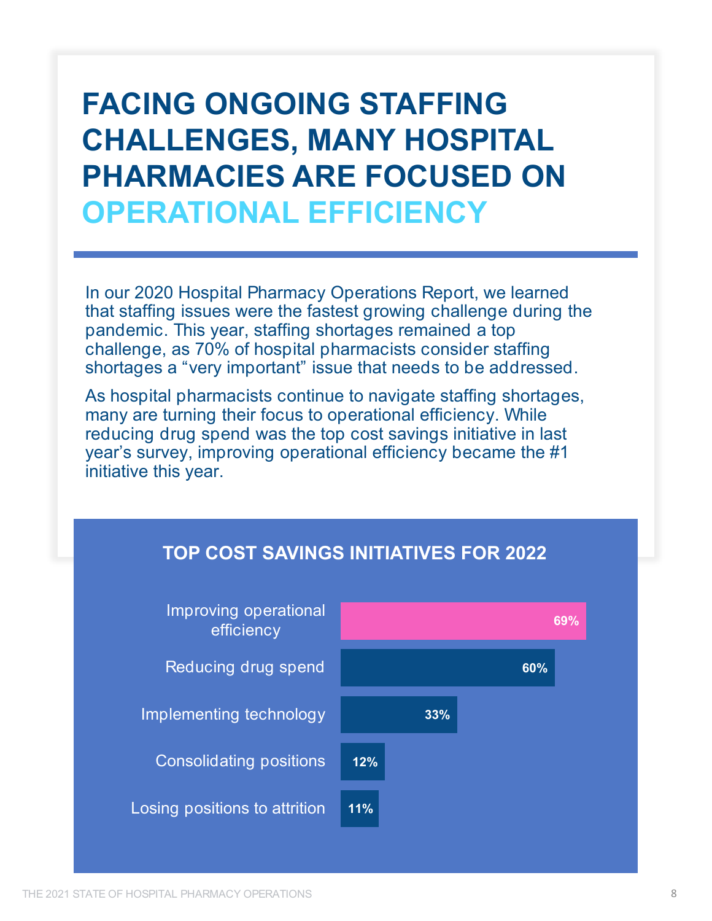# FACING ONGOING STAFFING CHALLENGES, MANY HOSPITAL PHARMACIES ARE FOCUSED ON OPERATIONAL EFFICIENCY

In our 2020 Hospital Pharmacy Operations Report, we learned that staffing issues were the fastest growing challenge during the pandemic. This year, staffing shortages remained a top challenge, as 70% of hospital pharmacists consider staffing shortages a "very important" issue that needs to be addressed.

As hospital pharmacists continue to navigate staffing shortages, many are turning their focus to operational efficiency. While reducing drug spend was the top cost savings initiative in last year's survey, improving operational efficiency became the #1 initiative this year.

## TOP COST SAVINGS INITIATIVES FOR 2022

| Initiative | Percentage |
|---|---|
| Improving operational efficiency | 69% |
| Reducing drug spend | 60% |
| Implementing technology | 33% |
| Consolidating positions | 12% |
| Losing positions to attrition | 11% |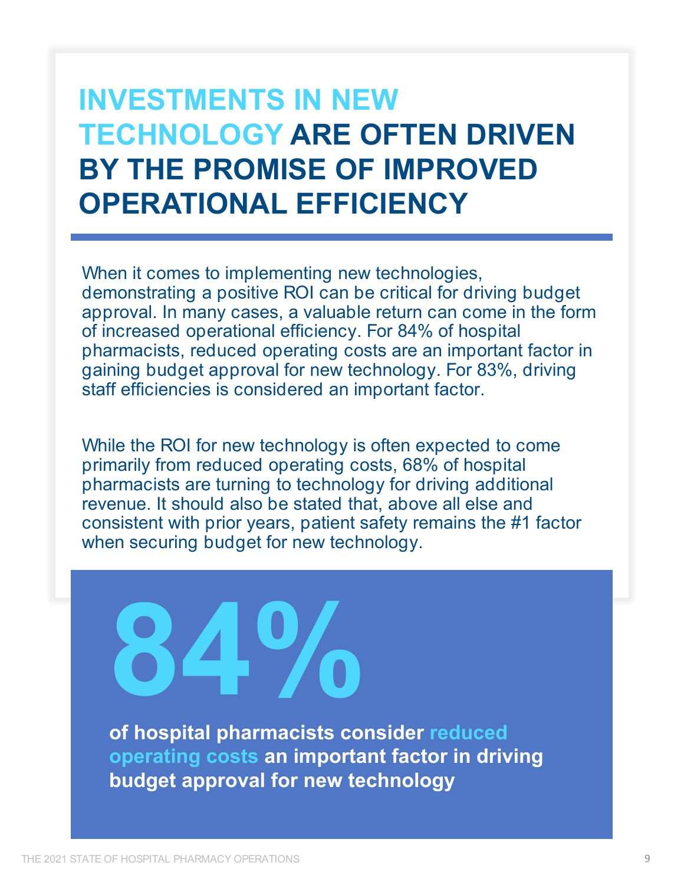# INVESTMENTS IN NEW TECHNOLOGY ARE OFTEN DRIVEN BY THE PROMISE OF IMPROVED OPERATIONAL EFFICIENCY

When it comes to implementing new technologies, demonstrating a positive ROI can be critical for driving budget approval. In many cases, a valuable return can come in the form of increased operational efficiency. For 84% of hospital pharmacists, reduced operating costs are an important factor in gaining budget approval for new technology. For 83%, driving staff efficiencies is considered an important factor.

While the ROI for new technology is often expected to come primarily from reduced operating costs, 68% of hospital pharmacists are turning to technology for driving additional revenue. It should also be stated that, above all else and consistent with prior years, patient safety remains the #1 factor when securing budget for new technology.

**84%**

**of hospital pharmacists consider reduced operating costs an important factor in driving budget approval for new technology**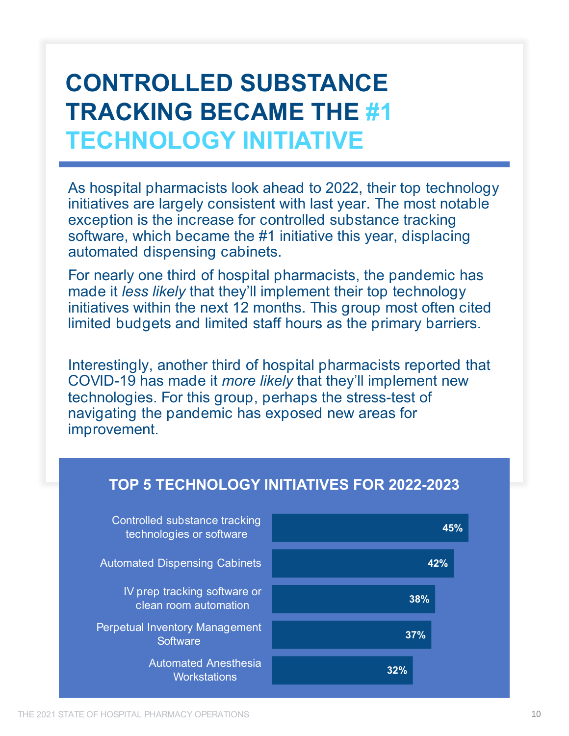# CONTROLLED SUBSTANCE TRACKING BECAME THE #1 TECHNOLOGY INITIATIVE

As hospital pharmacists look ahead to 2022, their top technology initiatives are largely consistent with last year. The most notable exception is the increase for controlled substance tracking software, which became the #1 initiative this year, displacing automated dispensing cabinets.

For nearly one third of hospital pharmacists, the pandemic has made it *less likely* that they'll implement their top technology initiatives within the next 12 months. This group most often cited limited budgets and limited staff hours as the primary barriers.

Interestingly, another third of hospital pharmacists reported that COVID-19 has made it *more likely* that they'll implement new technologies. For this group, perhaps the stress-test of navigating the pandemic has exposed new areas for improvement.

## TOP 5 TECHNOLOGY INITIATIVES FOR 2022-2023

| Initiative | Percentage |
| --- | --- |
| Controlled substance tracking technologies or software | 45% |
| Automated Dispensing Cabinets | 42% |
| IV prep tracking software or clean room automation | 38% |
| Perpetual Inventory Management Software | 37% |
| Automated Anesthesia Workstations | 32% |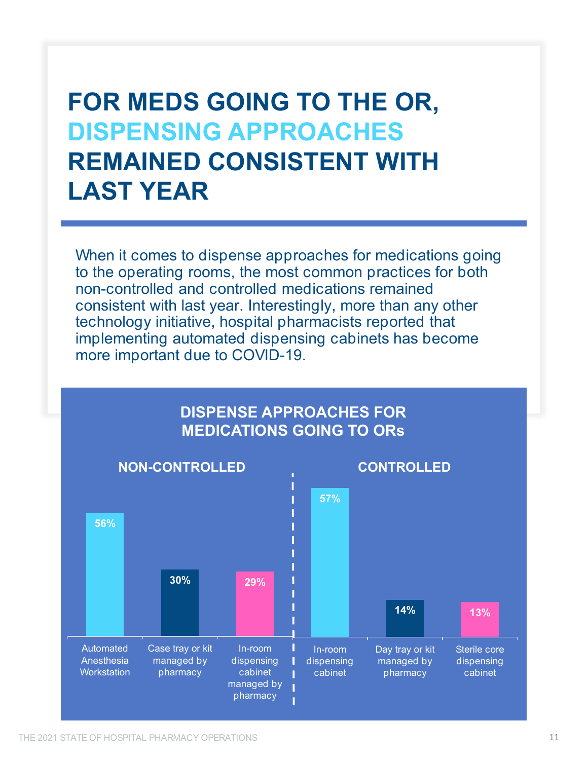# FOR MEDS GOING TO THE OR, DISPENSING APPROACHES REMAINED CONSISTENT WITH LAST YEAR

When it comes to dispense approaches for medications going to the operating rooms, the most common practices for both non-controlled and controlled medications remained consistent with last year. Interestingly, more than any other technology initiative, hospital pharmacists reported that implementing automated dispensing cabinets has become more important due to COVID-19.

## DISPENSE APPROACHES FOR MEDICATIONS GOING TO ORs

### NON-CONTROLLED

| Approach | Percentage |
|---|---|
| Automated Anesthesia Workstation | 56% |
| Case tray or kit managed by pharmacy | 30% |
| In-room dispensing cabinet managed by pharmacy | 29% |

### CONTROLLED

| Approach | Percentage |
|---|---|
| In-room dispensing cabinet | 57% |
| Day tray or kit managed by pharmacy | 14% |
| Sterile core dispensing cabinet | 13% |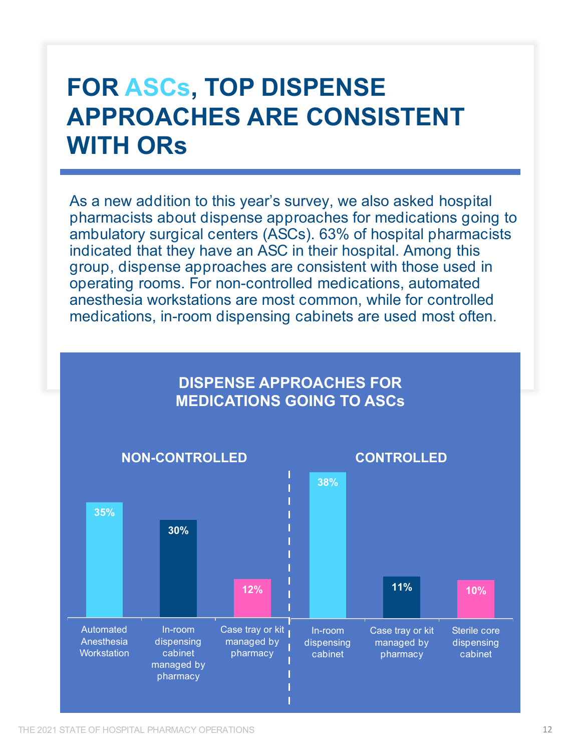# FOR ASCs, TOP DISPENSE APPROACHES ARE CONSISTENT WITH ORs

As a new addition to this year's survey, we also asked hospital pharmacists about dispense approaches for medications going to ambulatory surgical centers (ASCs). 63% of hospital pharmacists indicated that they have an ASC in their hospital. Among this group, dispense approaches are consistent with those used in operating rooms. For non-controlled medications, automated anesthesia workstations are most common, while for controlled medications, in-room dispensing cabinets are used most often.

## DISPENSE APPROACHES FOR MEDICATIONS GOING TO ASCs

### NON-CONTROLLED

| Approach | Percentage |
|---|---|
| Automated Anesthesia Workstation | 35% |
| In-room dispensing cabinet managed by pharmacy | 30% |
| Case tray or kit managed by pharmacy | 12% |

### CONTROLLED

| Approach | Percentage |
|---|---|
| In-room dispensing cabinet | 38% |
| Case tray or kit managed by pharmacy | 11% |
| Sterile core dispensing cabinet | 10% |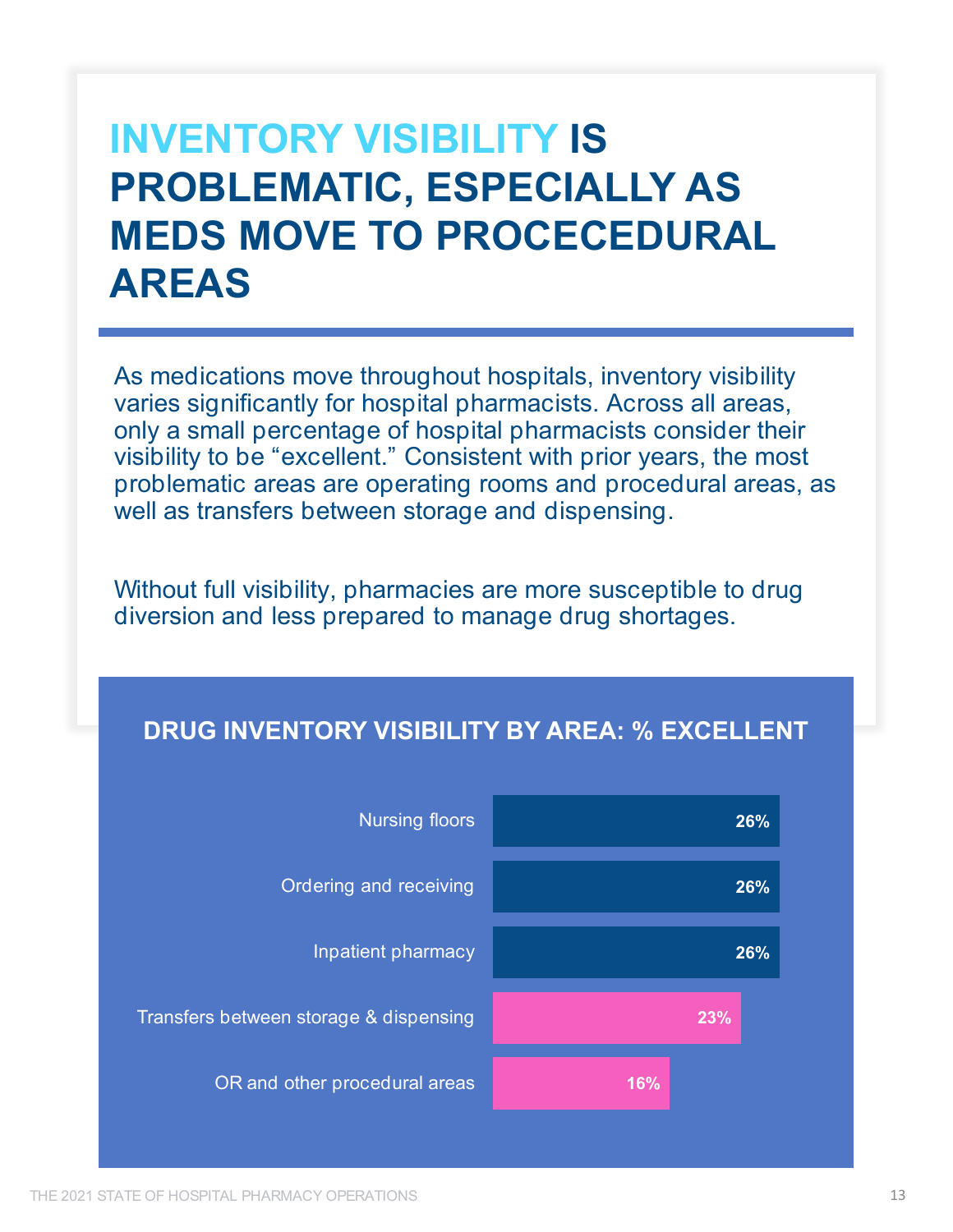# INVENTORY VISIBILITY IS PROBLEMATIC, ESPECIALLY AS MEDS MOVE TO PROCECEDURAL AREAS

As medications move throughout hospitals, inventory visibility varies significantly for hospital pharmacists. Across all areas, only a small percentage of hospital pharmacists consider their visibility to be "excellent." Consistent with prior years, the most problematic areas are operating rooms and procedural areas, as well as transfers between storage and dispensing.

Without full visibility, pharmacies are more susceptible to drug diversion and less prepared to manage drug shortages.

## DRUG INVENTORY VISIBILITY BY AREA: % EXCELLENT

| Area | % Excellent |
| --- | --- |
| Nursing floors | 26% |
| Ordering and receiving | 26% |
| Inpatient pharmacy | 26% |
| Transfers between storage & dispensing | 23% |
| OR and other procedural areas | 16% |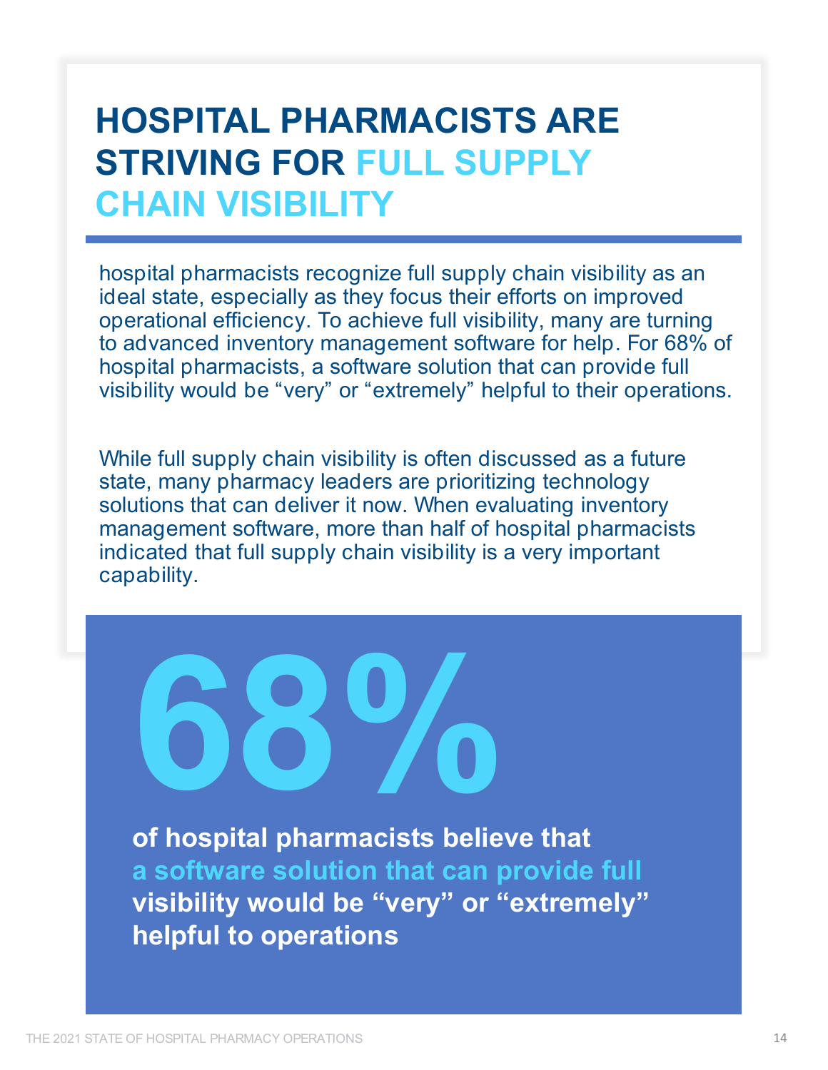# HOSPITAL PHARMACISTS ARE STRIVING FOR FULL SUPPLY CHAIN VISIBILITY

hospital pharmacists recognize full supply chain visibility as an ideal state, especially as they focus their efforts on improved operational efficiency. To achieve full visibility, many are turning to advanced inventory management software for help. For 68% of hospital pharmacists, a software solution that can provide full visibility would be “very” or “extremely” helpful to their operations.

While full supply chain visibility is often discussed as a future state, many pharmacy leaders are prioritizing technology solutions that can deliver it now. When evaluating inventory management software, more than half of hospital pharmacists indicated that full supply chain visibility is a very important capability.

**68%**

**of hospital pharmacists believe that a software solution that can provide full visibility would be “very” or “extremely” helpful to operations**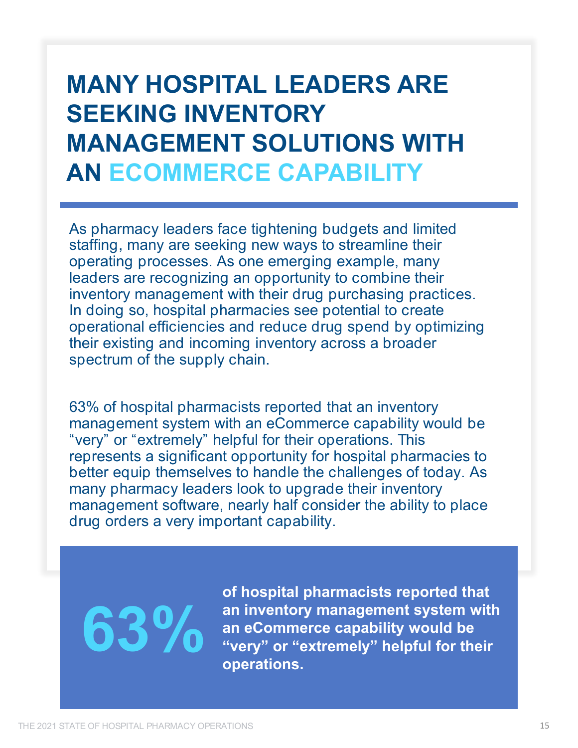# MANY HOSPITAL LEADERS ARE SEEKING INVENTORY MANAGEMENT SOLUTIONS WITH AN ECOMMERCE CAPABILITY

As pharmacy leaders face tightening budgets and limited staffing, many are seeking new ways to streamline their operating processes. As one emerging example, many leaders are recognizing an opportunity to combine their inventory management with their drug purchasing practices. In doing so, hospital pharmacies see potential to create operational efficiencies and reduce drug spend by optimizing their existing and incoming inventory across a broader spectrum of the supply chain.

63% of hospital pharmacists reported that an inventory management system with an eCommerce capability would be "very" or "extremely" helpful for their operations. This represents a significant opportunity for hospital pharmacies to better equip themselves to handle the challenges of today. As many pharmacy leaders look to upgrade their inventory management software, nearly half consider the ability to place drug orders a very important capability.

**63%** **of hospital pharmacists reported that an inventory management system with an eCommerce capability would be "very" or "extremely" helpful for their operations.**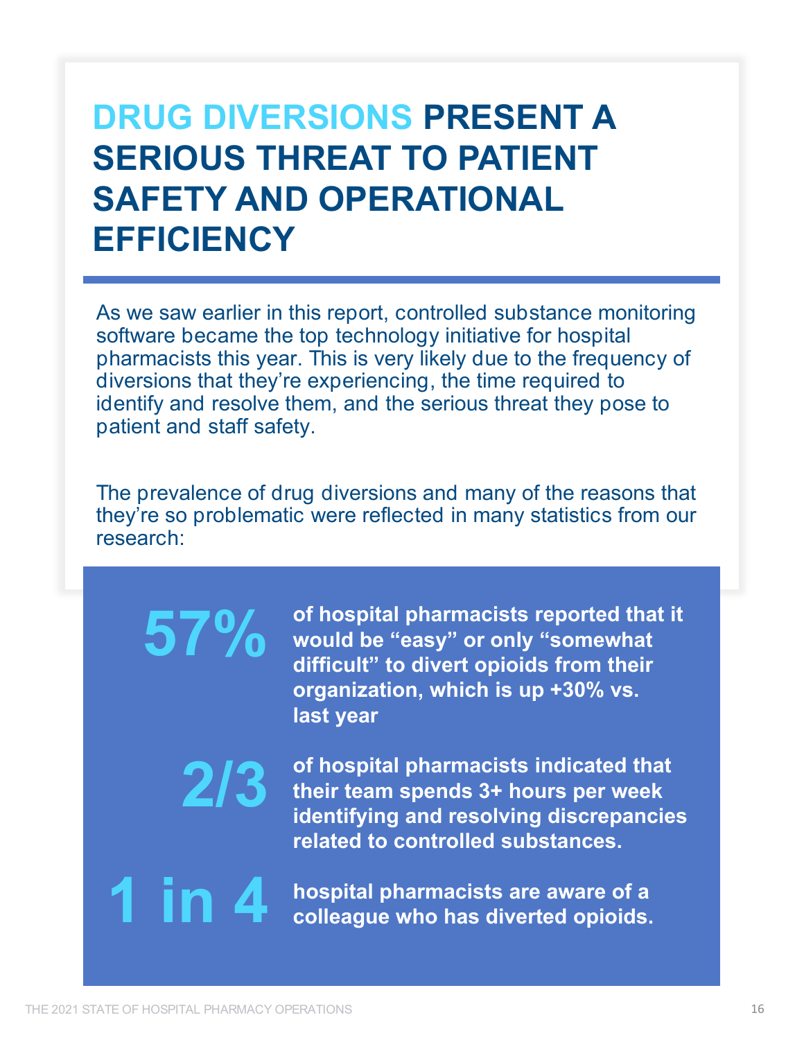# DRUG DIVERSIONS PRESENT A SERIOUS THREAT TO PATIENT SAFETY AND OPERATIONAL EFFICIENCY

As we saw earlier in this report, controlled substance monitoring software became the top technology initiative for hospital pharmacists this year. This is very likely due to the frequency of diversions that they're experiencing, the time required to identify and resolve them, and the serious threat they pose to patient and staff safety.

The prevalence of drug diversions and many of the reasons that they're so problematic were reflected in many statistics from our research:

**57%** of hospital pharmacists reported that it would be "easy" or only "somewhat difficult" to divert opioids from their organization, which is up +30% vs. last year

**2/3** of hospital pharmacists indicated that their team spends 3+ hours per week identifying and resolving discrepancies related to controlled substances.

**1 in 4** hospital pharmacists are aware of a colleague who has diverted opioids.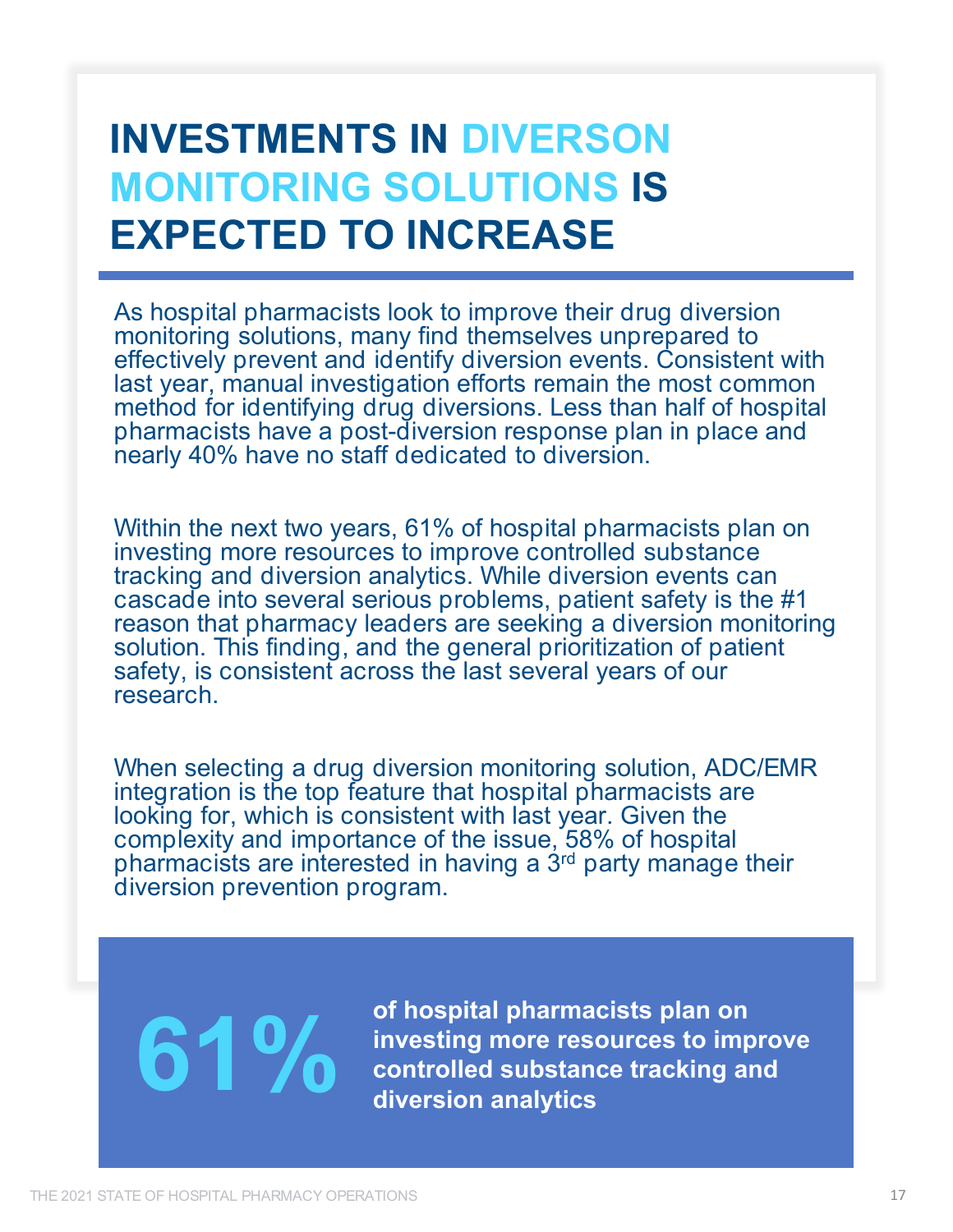# INVESTMENTS IN DIVERSON MONITORING SOLUTIONS IS EXPECTED TO INCREASE

As hospital pharmacists look to improve their drug diversion monitoring solutions, many find themselves unprepared to effectively prevent and identify diversion events. Consistent with last year, manual investigation efforts remain the most common method for identifying drug diversions. Less than half of hospital pharmacists have a post-diversion response plan in place and nearly 40% have no staff dedicated to diversion.

Within the next two years, 61% of hospital pharmacists plan on investing more resources to improve controlled substance tracking and diversion analytics. While diversion events can cascade into several serious problems, patient safety is the #1 reason that pharmacy leaders are seeking a diversion monitoring solution. This finding, and the general prioritization of patient safety, is consistent across the last several years of our research.

When selecting a drug diversion monitoring solution, ADC/EMR integration is the top feature that hospital pharmacists are looking for, which is consistent with last year. Given the complexity and importance of the issue, 58% of hospital pharmacists are interested in having a 3rd party manage their diversion prevention program.

**61%** **of hospital pharmacists plan on investing more resources to improve controlled substance tracking and diversion analytics**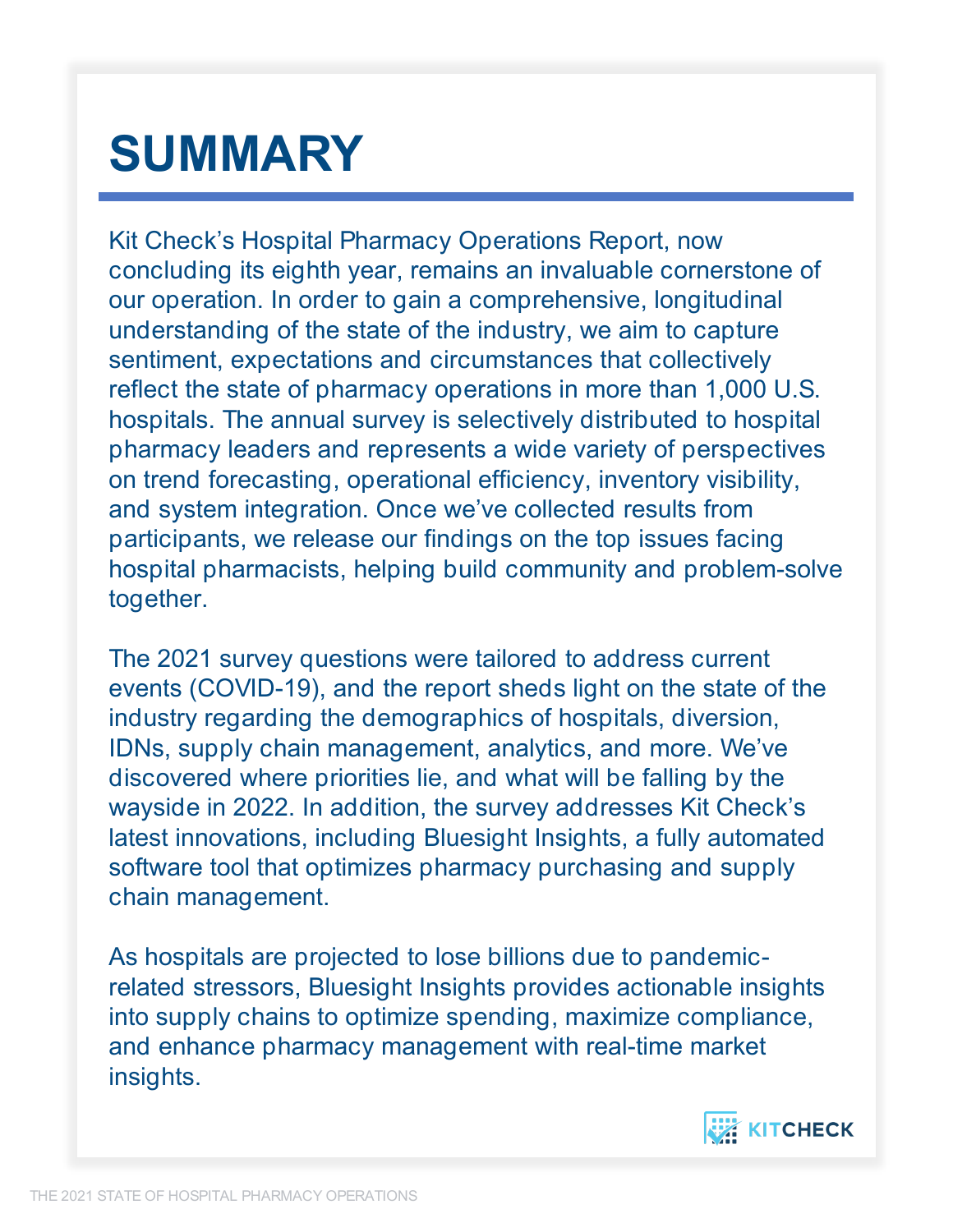# SUMMARY

Kit Check's Hospital Pharmacy Operations Report, now concluding its eighth year, remains an invaluable cornerstone of our operation. In order to gain a comprehensive, longitudinal understanding of the state of the industry, we aim to capture sentiment, expectations and circumstances that collectively reflect the state of pharmacy operations in more than 1,000 U.S. hospitals. The annual survey is selectively distributed to hospital pharmacy leaders and represents a wide variety of perspectives on trend forecasting, operational efficiency, inventory visibility, and system integration. Once we've collected results from participants, we release our findings on the top issues facing hospital pharmacists, helping build community and problem-solve together.

The 2021 survey questions were tailored to address current events (COVID-19), and the report sheds light on the state of the industry regarding the demographics of hospitals, diversion, IDNs, supply chain management, analytics, and more. We've discovered where priorities lie, and what will be falling by the wayside in 2022. In addition, the survey addresses Kit Check's latest innovations, including Bluesight Insights, a fully automated software tool that optimizes pharmacy purchasing and supply chain management.

As hospitals are projected to lose billions due to pandemic-related stressors, Bluesight Insights provides actionable insights into supply chains to optimize spending, maximize compliance, and enhance pharmacy management with real-time market insights.

KITCHECK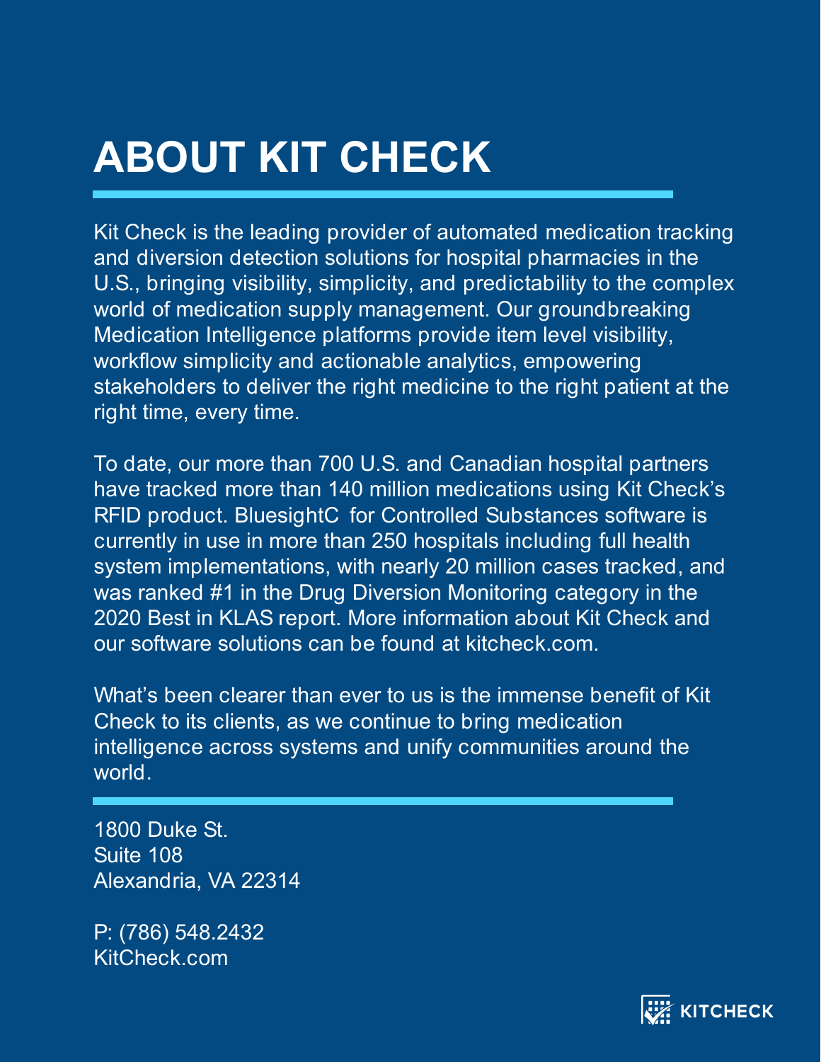# ABOUT KIT CHECK

Kit Check is the leading provider of automated medication tracking and diversion detection solutions for hospital pharmacies in the U.S., bringing visibility, simplicity, and predictability to the complex world of medication supply management. Our groundbreaking Medication Intelligence platforms provide item level visibility, workflow simplicity and actionable analytics, empowering stakeholders to deliver the right medicine to the right patient at the right time, every time.

To date, our more than 700 U.S. and Canadian hospital partners have tracked more than 140 million medications using Kit Check's RFID product. BluesightC for Controlled Substances software is currently in use in more than 250 hospitals including full health system implementations, with nearly 20 million cases tracked, and was ranked #1 in the Drug Diversion Monitoring category in the 2020 Best in KLAS report. More information about Kit Check and our software solutions can be found at kitcheck.com.

What's been clearer than ever to us is the immense benefit of Kit Check to its clients, as we continue to bring medication intelligence across systems and unify communities around the world.

1800 Duke St.
Suite 108
Alexandria, VA 22314

P: (786) 548.2432
KitCheck.com

KITCHECK